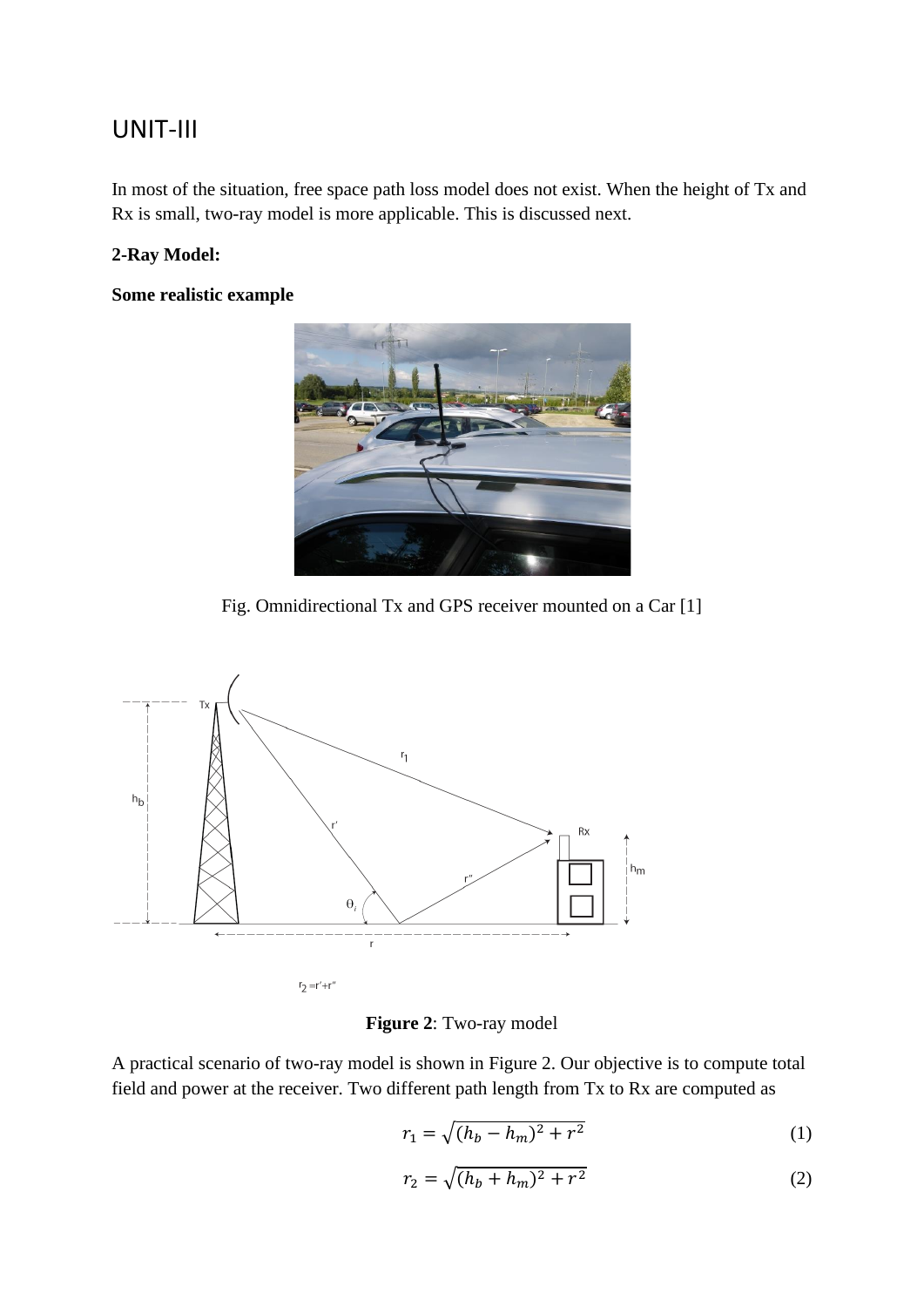# UNIT-III

In most of the situation, free space path loss model does not exist. When the height of Tx and Rx is small, two-ray model is more applicable. This is discussed next.

**2-Ray Model:**

**Some realistic example**

Fig. Omnidirectional Tx and GPS receiver mounted on a Car [1]

$r_2 = r' + r''$

**Figure 2**: Two-ray model

A practical scenario of two-ray model is shown in Figure 2. Our objective is to compute total field and power at the receiver. Two different path length from Tx to Rx are computed as

$$r_1 = \sqrt{(h_b - h_m)^2 + r^2} \tag{1}$$

$$r_2 = \sqrt{(h_b + h_m)^2 + r^2} \tag{2}$$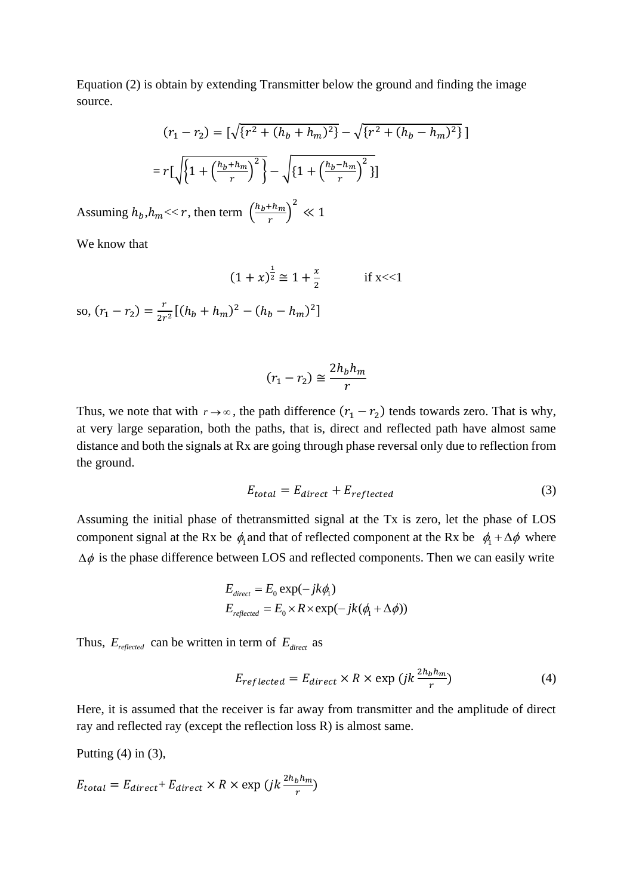Equation (2) is obtain by extending Transmitter below the ground and finding the image source.

$$(r_1 - r_2) = [\sqrt{\{r^2 + (h_b + h_m)^2\}} - \sqrt{\{r^2 + (h_b - h_m)^2\}}\,]$$

$$= r[\sqrt{\left\{1 + \left(\frac{h_b+h_m}{r}\right)^2\right\}} - \sqrt{\{1 + \left(\frac{h_b-h_m}{r}\right)^2\}}]$$

Assuming $h_b, h_m << r$, then term $\left(\frac{h_b+h_m}{r}\right)^2 \ll 1$

We know that

$$(1+x)^{\frac{1}{2}} \cong 1 + \frac{x}{2} \qquad \text{if x<<1}$$

so, $(r_1 - r_2) = \frac{r}{2r^2}[(h_b + h_m)^2 - (h_b - h_m)^2]$

$$(r_1 - r_2) \cong \frac{2h_b h_m}{r}$$

Thus, we note that with $r \to \infty$, the path difference $(r_1 - r_2)$ tends towards zero. That is why, at very large separation, both the paths, that is, direct and reflected path have almost same distance and both the signals at Rx are going through phase reversal only due to reflection from the ground.

$$E_{total} = E_{direct} + E_{reflected} \tag{3}$$

Assuming the initial phase of thetransmitted signal at the Tx is zero, let the phase of LOS component signal at the Rx be $\phi_1$ and that of reflected component at the Rx be $\phi_1 + \Delta\phi$ where $\Delta\phi$ is the phase difference between LOS and reflected components. Then we can easily write

$$E_{direct} = E_0 \exp(-jk\phi_1)$$
$$E_{reflected} = E_0 \times R \times \exp(-jk(\phi_1 + \Delta\phi))$$

Thus, $E_{reflected}$ can be written in term of $E_{direct}$ as

$$E_{reflected} = E_{direct} \times R \times \exp\left(jk\,\frac{2h_b h_m}{r}\right) \tag{4}$$

Here, it is assumed that the receiver is far away from transmitter and the amplitude of direct ray and reflected ray (except the reflection loss R) is almost same.

Putting (4) in (3),

$$E_{total} = E_{direct} + E_{direct} \times R \times \exp\left(jk\,\frac{2h_b h_m}{r}\right)$$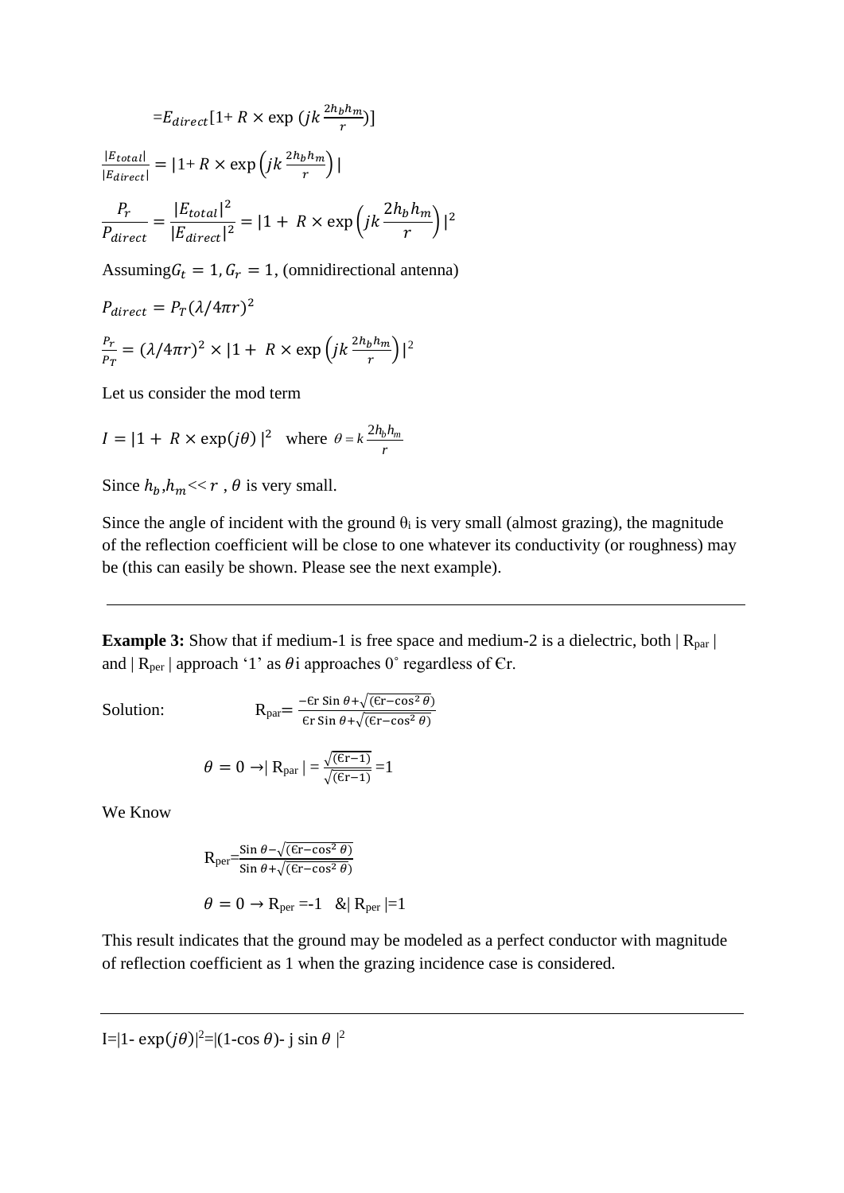$$=E_{direct}[1+ R \times \exp(jk\frac{2h_b h_m}{r})]$$

$$\frac{|E_{total}|}{|E_{direct}|} = |1+ R \times \exp\left(jk\frac{2h_b h_m}{r}\right)|$$

$$\frac{P_r}{P_{direct}} = \frac{|E_{total}|^2}{|E_{direct}|^2} = |1+ R \times \exp\left(jk\frac{2h_b h_m}{r}\right)|^2$$

Assuming $G_t = 1, G_r = 1$, (omnidirectional antenna)

$$P_{direct} = P_T(\lambda/4\pi r)^2$$

$$\frac{P_r}{P_T} = (\lambda/4\pi r)^2 \times |1+ R \times \exp\left(jk\frac{2h_b h_m}{r}\right)|^2$$

Let us consider the mod term

$$I = |1+ R \times \exp(j\theta)|^2 \quad \text{where } \theta = k\frac{2h_b h_m}{r}$$

Since $h_b, h_m << r$ , $\theta$ is very small.

Since the angle of incident with the ground $\theta_i$ is very small (almost grazing), the magnitude of the reflection coefficient will be close to one whatever its conductivity (or roughness) may be (this can easily be shown. Please see the next example).

---

**Example 3:** Show that if medium-1 is free space and medium-2 is a dielectric, both $|R_{par}|$ and $|R_{per}|$ approach '1' as $\theta$i approaches 0˚ regardless of $\epsilon$r.

Solution:

$$R_{par} = \frac{-\epsilon r \sin\theta + \sqrt{(\epsilon r - \cos^2\theta)}}{\epsilon r \sin\theta + \sqrt{(\epsilon r - \cos^2\theta)}}$$

$$\theta = 0 \rightarrow |R_{par}| = \frac{\sqrt{(\epsilon r - 1)}}{\sqrt{(\epsilon r - 1)}} = 1$$

We Know

$$R_{per} = \frac{\sin\theta - \sqrt{(\epsilon r - \cos^2\theta)}}{\sin\theta + \sqrt{(\epsilon r - \cos^2\theta)}}$$

$$\theta = 0 \rightarrow R_{per} = -1 \quad \& |R_{per}| = 1$$

This result indicates that the ground may be modeled as a perfect conductor with magnitude of reflection coefficient as 1 when the grazing incidence case is considered.

---

$$I = |1 - \exp(j\theta)|^2 = |(1-\cos\theta) - j\sin\theta|^2$$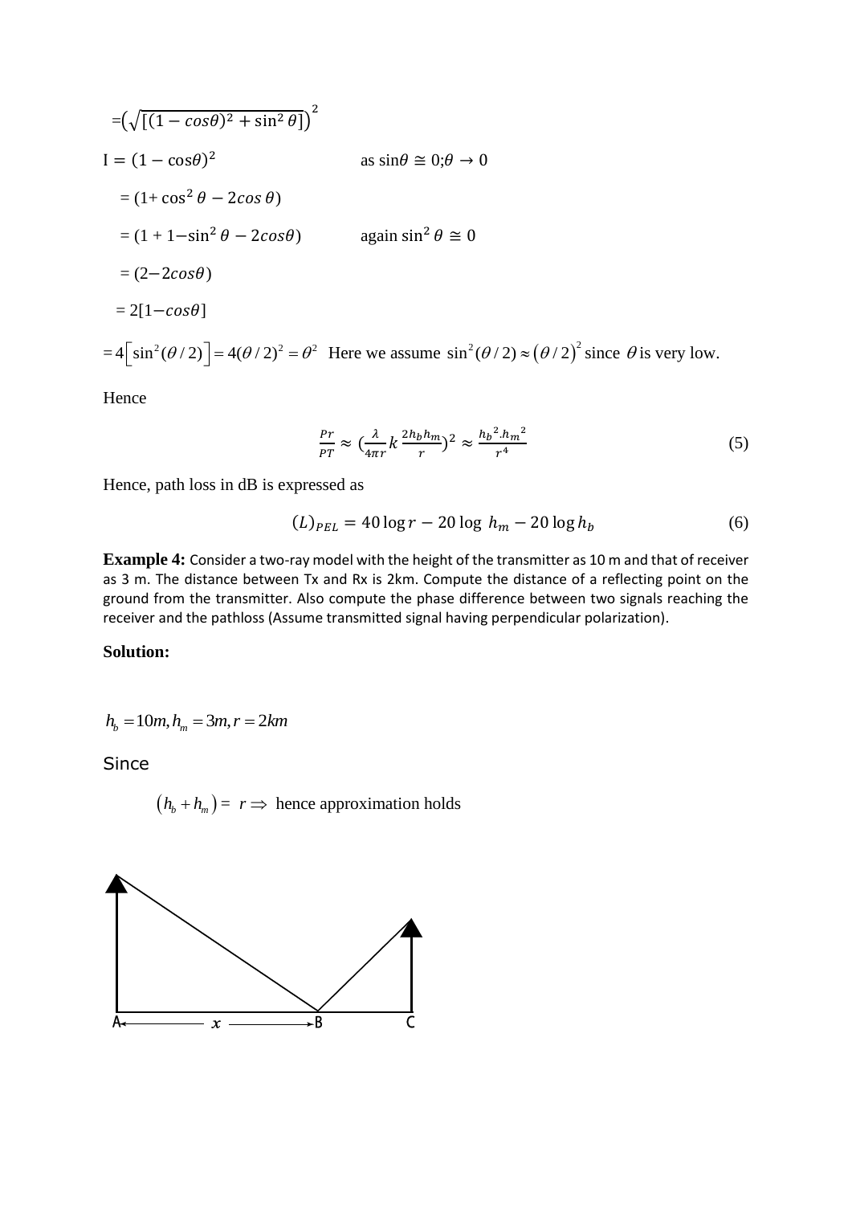$=\left(\sqrt{[(1-cos\theta)^2+\sin^2\theta]}\right)^2$

$I=(1-\cos\theta)^2$ as $\sin\theta\cong 0;\theta\rightarrow 0$

$=(1+\cos^2\theta-2cos\,\theta)$

$=(1+1-\sin^2\theta-2cos\theta)$ again $\sin^2\theta\cong 0$

$=(2-2cos\theta)$

$=2[1-cos\theta]$

$=4\left[\sin^2(\theta/2)\right]=4(\theta/2)^2=\theta^2$ Here we assume $\sin^2(\theta/2)\approx(\theta/2)^2$ since $\theta$ is very low.

Hence

$$\frac{Pr}{PT}\approx\left(\frac{\lambda}{4\pi r}k\frac{2h_b h_m}{r}\right)^2\approx\frac{h_b{}^2.h_m{}^2}{r^4} \tag{5}$$

Hence, path loss in dB is expressed as

$$(L)_{PEL}=40\log r-20\log\,h_m-20\log h_b \tag{6}$$

**Example 4:** Consider a two-ray model with the height of the transmitter as 10 m and that of receiver as 3 m. The distance between Tx and Rx is 2km. Compute the distance of a reflecting point on the ground from the transmitter. Also compute the phase difference between two signals reaching the receiver and the pathloss (Assume transmitted signal having perpendicular polarization).

**Solution:**

$h_b=10m, h_m=3m, r=2km$

Since

$(h_b+h_m)=\;r\Rightarrow$ hence approximation holds

A ← $x$ → B C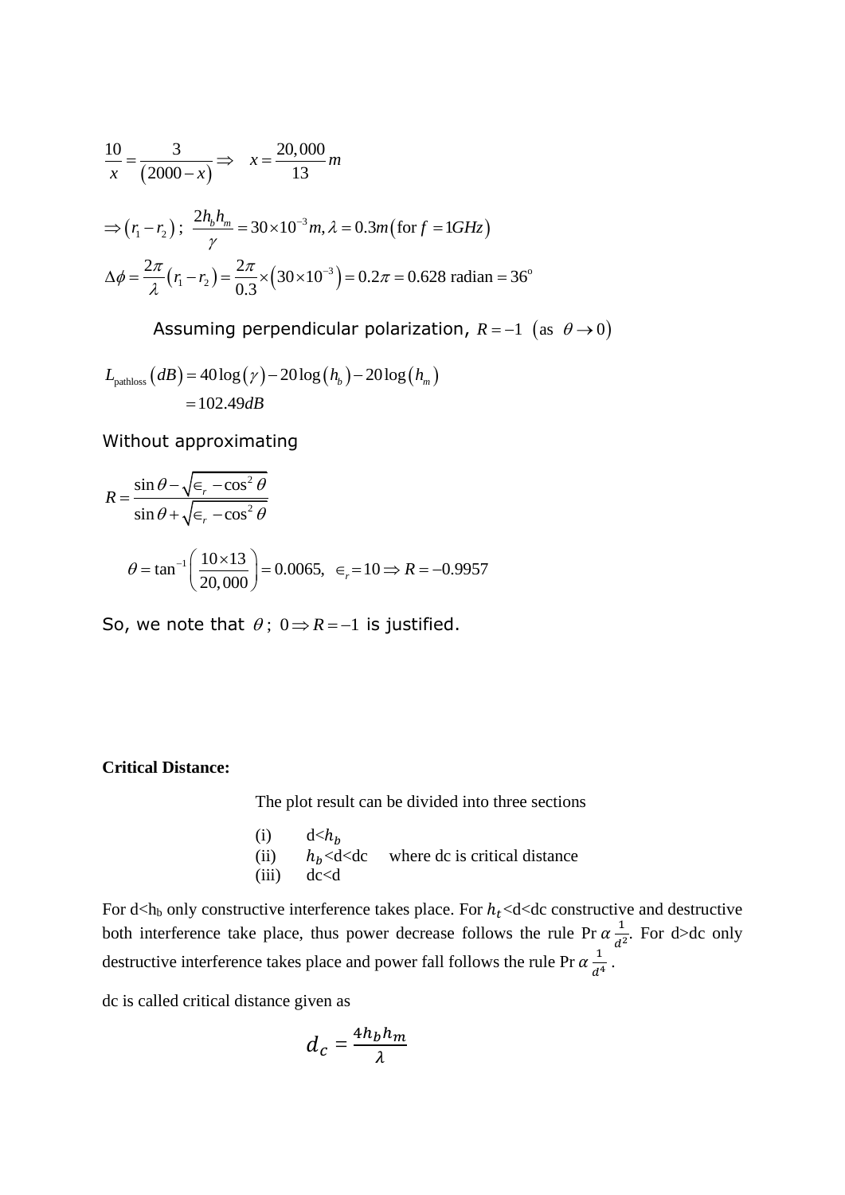$$\frac{10}{x} = \frac{3}{(2000 - x)} \Rightarrow \quad x = \frac{20,000}{13} m$$

$$\Rightarrow (r_1 - r_2) ; \ \frac{2h_b h_m}{\gamma} = 30 \times 10^{-3} m, \lambda = 0.3m (\text{for } f = 1GHz)$$

$$\Delta\phi = \frac{2\pi}{\lambda}(r_1 - r_2) = \frac{2\pi}{0.3} \times (30 \times 10^{-3}) = 0.2\pi = 0.628 \text{ radian} = 36^o$$

Assuming perpendicular polarization, $R = -1 \ \ (\text{as} \ \ \theta \to 0)$

$$L_{\text{pathloss}}(dB) = 40\log(\gamma) - 20\log(h_b) - 20\log(h_m)$$
$$= 102.49dB$$

Without approximating

$$R = \frac{\sin\theta - \sqrt{\epsilon_r - \cos^2\theta}}{\sin\theta + \sqrt{\epsilon_r - \cos^2\theta}}$$

$$\theta = \tan^{-1}\left(\frac{10 \times 13}{20,000}\right) = 0.0065, \ \ \epsilon_r = 10 \Rightarrow R = -0.9957$$

So, we note that $\theta ; \ 0 \Rightarrow R = -1$ is justified.

**Critical Distance:**

The plot result can be divided into three sections

(i) $d<h_b$
(ii) $h_b<d<dc$ where dc is critical distance
(iii) $dc<d$

For $d<h_b$ only constructive interference takes place. For $h_t<d<dc$ constructive and destructive both interference take place, thus power decrease follows the rule Pr $\alpha \frac{1}{d^2}$. For d>dc only destructive interference takes place and power fall follows the rule Pr $\alpha \frac{1}{d^4}$.

dc is called critical distance given as

$$d_c = \frac{4h_b h_m}{\lambda}$$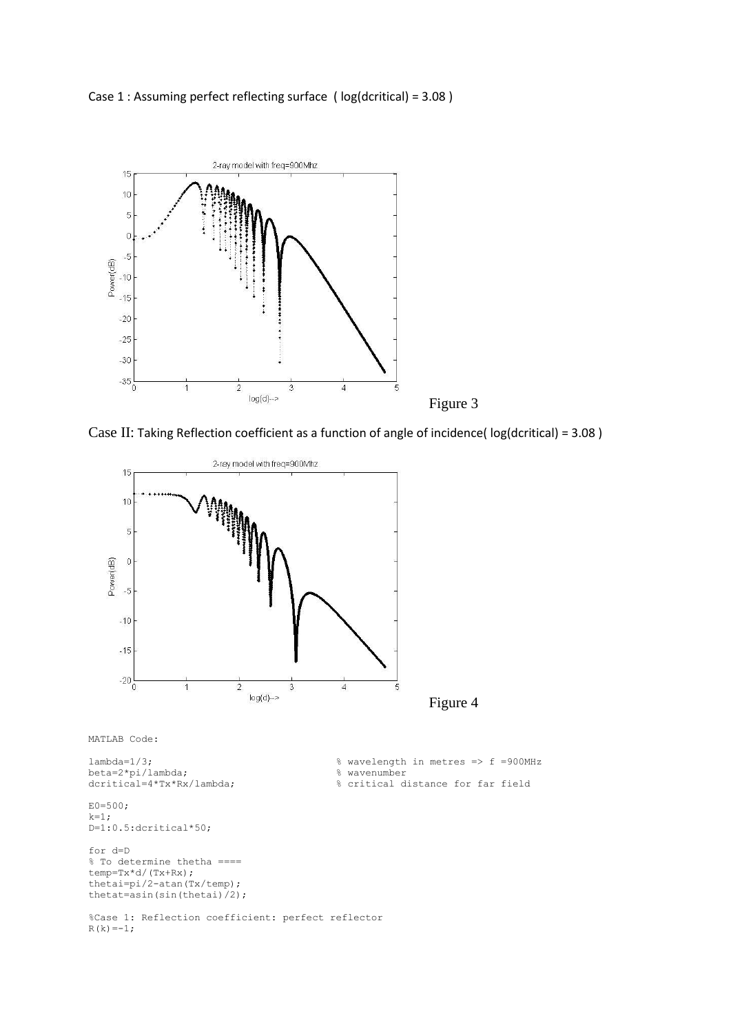Case 1 : Assuming perfect reflecting surface ( log(dcritical) = 3.08 )

Figure 3

Case II: Taking Reflection coefficient as a function of angle of incidence( log(dcritical) = 3.08 )

Figure 4

MATLAB Code:

```
lambda=1/3;                          % wavelength in metres => f =900MHz
beta=2*pi/lambda;                    % wavenumber
dcritical=4*Tx*Rx/lambda;            % critical distance for far field

E0=500;
k=1;
D=1:0.5:dcritical*50;

for d=D
% To determine thetha ====
temp=Tx*d/(Tx+Rx);
thetai=pi/2-atan(Tx/temp);
thetat=asin(sin(thetai)/2);

%Case 1: Reflection coefficient: perfect reflector
R(k)=-1;
```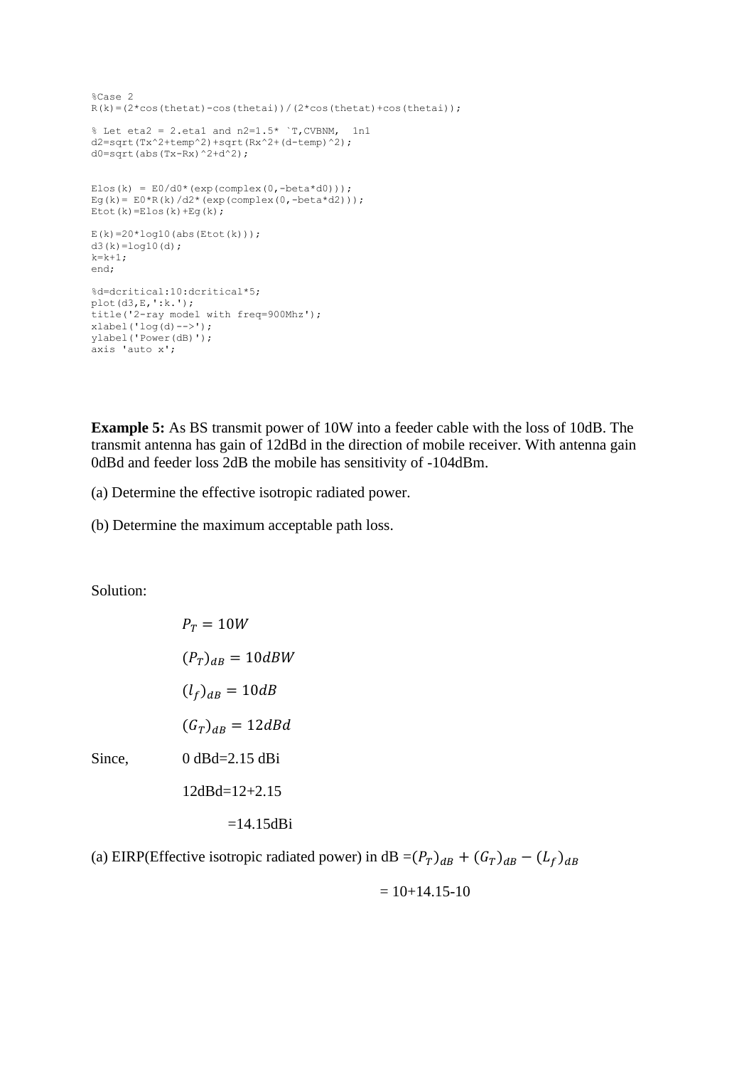```
%Case 2
R(k)=(2*cos(thetat)-cos(thetai))/(2*cos(thetat)+cos(thetai));

% Let eta2 = 2.eta1 and n2=1.5* `T,CVBNM,  1n1
d2=sqrt(Tx^2+temp^2)+sqrt(Rx^2+(d-temp)^2);
d0=sqrt(abs(Tx-Rx)^2+d^2);


Elos(k) = E0/d0*(exp(complex(0,-beta*d0)));
Eg(k)= E0*R(k)/d2*(exp(complex(0,-beta*d2)));
Etot(k)=Elos(k)+Eg(k);

E(k)=20*log10(abs(Etot(k)));
d3(k)=log10(d);
k=k+1;
end;

%d=dcritical:10:dcritical*5;
plot(d3,E,':k.');
title('2-ray model with freq=900Mhz');
xlabel('log(d)-->');
ylabel('Power(dB)');
axis 'auto x';
```

**Example 5:** As BS transmit power of 10W into a feeder cable with the loss of 10dB. The transmit antenna has gain of 12dBd in the direction of mobile receiver. With antenna gain 0dBd and feeder loss 2dB the mobile has sensitivity of -104dBm.

(a) Determine the effective isotropic radiated power.

(b) Determine the maximum acceptable path loss.

Solution:

$$P_T = 10W$$

$$(P_T)_{dB} = 10dBW$$

$$(l_f)_{dB} = 10dB$$

$$(G_T)_{dB} = 12dBd$$

Since, 0 dBd=2.15 dBi

12dBd=12+2.15

=14.15dBi

(a) EIRP(Effective isotropic radiated power) in dB $=(P_T)_{dB} + (G_T)_{dB} - (L_f)_{dB}$

= 10+14.15-10